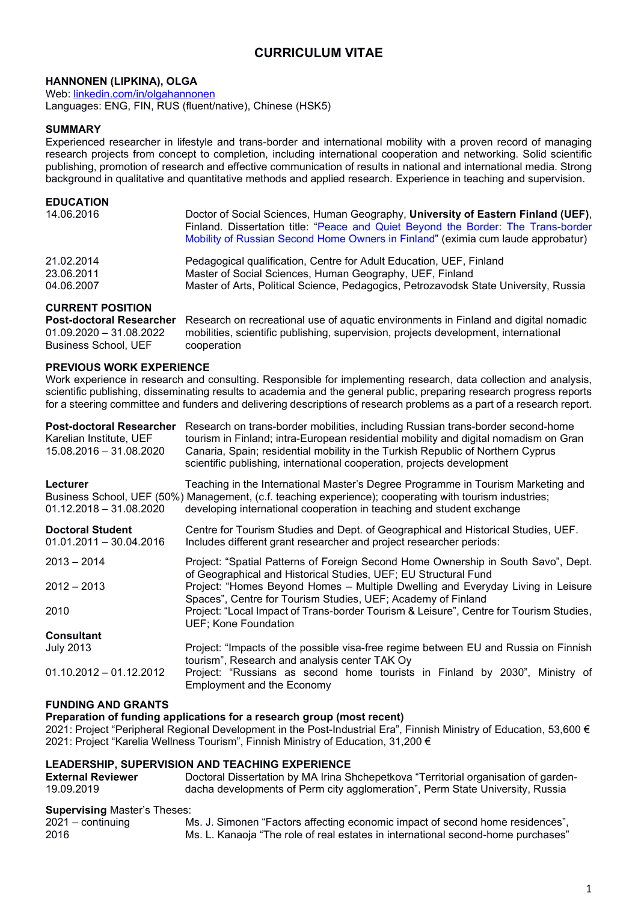# CURRICULUM VITAE

**HANNONEN (LIPKINA), OLGA**
Web: [linkedin.com/in/olgahannonen](linkedin.com/in/olgahannonen)
Languages: ENG, FIN, RUS (fluent/native), Chinese (HSK5)

## SUMMARY

Experienced researcher in lifestyle and trans-border and international mobility with a proven record of managing research projects from concept to completion, including international cooperation and networking. Solid scientific publishing, promotion of research and effective communication of results in national and international media. Strong background in qualitative and quantitative methods and applied research. Experience in teaching and supervision.

## EDUCATION

| | |
|---|---|
| 14.06.2016 | Doctor of Social Sciences, Human Geography, **University of Eastern Finland (UEF)**, Finland. Dissertation title: "Peace and Quiet Beyond the Border: The Trans-border Mobility of Russian Second Home Owners in Finland" (eximia cum laude approbatur) |
| 21.02.2014 | Pedagogical qualification, Centre for Adult Education, UEF, Finland |
| 23.06.2011 | Master of Social Sciences, Human Geography, UEF, Finland |
| 04.06.2007 | Master of Arts, Political Science, Pedagogics, Petrozavodsk State University, Russia |

## CURRENT POSITION

| | |
|---|---|
| **Post-doctoral Researcher**<br>01.09.2020 – 31.08.2022<br>Business School, UEF | Research on recreational use of aquatic environments in Finland and digital nomadic mobilities, scientific publishing, supervision, projects development, international cooperation |

## PREVIOUS WORK EXPERIENCE

Work experience in research and consulting. Responsible for implementing research, data collection and analysis, scientific publishing, disseminating results to academia and the general public, preparing research progress reports for a steering committee and funders and delivering descriptions of research problems as a part of a research report.

| | |
|---|---|
| **Post-doctoral Researcher**<br>Karelian Institute, UEF<br>15.08.2016 – 31.08.2020 | Research on trans-border mobilities, including Russian trans-border second-home tourism in Finland; intra-European residential mobility and digital nomadism on Gran Canaria, Spain; residential mobility in the Turkish Republic of Northern Cyprus scientific publishing, international cooperation, projects development |
| **Lecturer**<br>Business School, UEF (50%)<br>01.12.2018 – 31.08.2020 | Teaching in the International Master's Degree Programme in Tourism Marketing and Management, (c.f. teaching experience); cooperating with tourism industries; developing international cooperation in teaching and student exchange |
| **Doctoral Student**<br>01.01.2011 – 30.04.2016 | Centre for Tourism Studies and Dept. of Geographical and Historical Studies, UEF. Includes different grant researcher and project researcher periods: |
| 2013 – 2014 | Project: "Spatial Patterns of Foreign Second Home Ownership in South Savo", Dept. of Geographical and Historical Studies, UEF; EU Structural Fund |
| 2012 – 2013 | Project: "Homes Beyond Homes – Multiple Dwelling and Everyday Living in Leisure Spaces", Centre for Tourism Studies, UEF; Academy of Finland |
| 2010 | Project: "Local Impact of Trans-border Tourism & Leisure", Centre for Tourism Studies, UEF; Kone Foundation |
| **Consultant** | |
| July 2013 | Project: "Impacts of the possible visa-free regime between EU and Russia on Finnish tourism", Research and analysis center TAK Oy |
| 01.10.2012 – 01.12.2012 | Project: "Russians as second home tourists in Finland by 2030", Ministry of Employment and the Economy |

## FUNDING AND GRANTS

**Preparation of funding applications for a research group (most recent)**

2021: Project "Peripheral Regional Development in the Post-Industrial Era", Finnish Ministry of Education, 53,600 €
2021: Project "Karelia Wellness Tourism", Finnish Ministry of Education, 31,200 €

## LEADERSHIP, SUPERVISION AND TEACHING EXPERIENCE

| | |
|---|---|
| **External Reviewer**<br>19.09.2019 | Doctoral Dissertation by MA Irina Shchepetkova "Territorial organisation of garden-dacha developments of Perm city agglomeration", Perm State University, Russia |

**Supervising** Master's Theses:

| | |
|---|---|
| 2021 – continuing | Ms. J. Simonen "Factors affecting economic impact of second home residences", |
| 2016 | Ms. L. Kanaoja "The role of real estates in international second-home purchases" |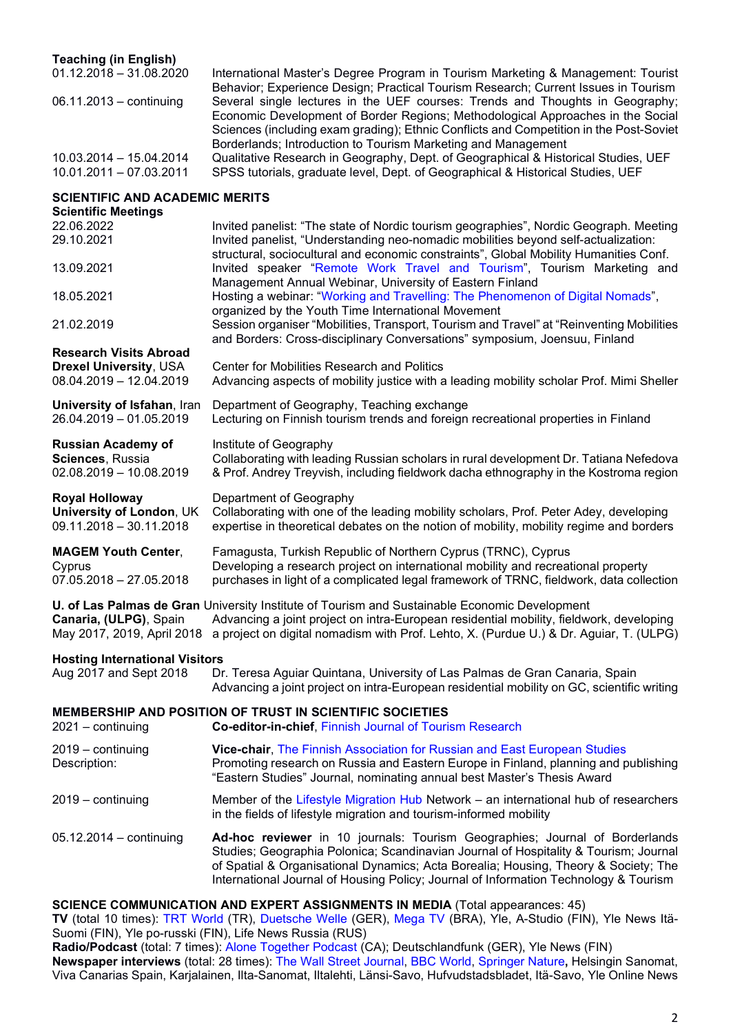**Teaching (in English)**

| | |
|---|---|
| 01.12.2018 – 31.08.2020 | International Master's Degree Program in Tourism Marketing & Management: Tourist Behavior; Experience Design; Practical Tourism Research; Current Issues in Tourism |
| 06.11.2013 – continuing | Several single lectures in the UEF courses: Trends and Thoughts in Geography; Economic Development of Border Regions; Methodological Approaches in the Social Sciences (including exam grading); Ethnic Conflicts and Competition in the Post-Soviet Borderlands; Introduction to Tourism Marketing and Management |
| 10.03.2014 – 15.04.2014 | Qualitative Research in Geography, Dept. of Geographical & Historical Studies, UEF |
| 10.01.2011 – 07.03.2011 | SPSS tutorials, graduate level, Dept. of Geographical & Historical Studies, UEF |

## SCIENTIFIC AND ACADEMIC MERITS

**Scientific Meetings**

| | |
|---|---|
| 22.06.2022 | Invited panelist: "The state of Nordic tourism geographies", Nordic Geograph. Meeting |
| 29.10.2021 | Invited panelist, "Understanding neo-nomadic mobilities beyond self-actualization: structural, sociocultural and economic constraints", Global Mobility Humanities Conf. |
| 13.09.2021 | Invited speaker "Remote Work Travel and Tourism", Tourism Marketing and Management Annual Webinar, University of Eastern Finland |
| 18.05.2021 | Hosting a webinar: "Working and Travelling: The Phenomenon of Digital Nomads", organized by the Youth Time International Movement |
| 21.02.2019 | Session organiser "Mobilities, Transport, Tourism and Travel" at "Reinventing Mobilities and Borders: Cross-disciplinary Conversations" symposium, Joensuu, Finland |

**Research Visits Abroad**

| | |
|---|---|
| **Drexel University**, USA<br>08.04.2019 – 12.04.2019 | Center for Mobilities Research and Politics<br>Advancing aspects of mobility justice with a leading mobility scholar Prof. Mimi Sheller |
| **University of Isfahan**, Iran<br>26.04.2019 – 01.05.2019 | Department of Geography, Teaching exchange<br>Lecturing on Finnish tourism trends and foreign recreational properties in Finland |
| **Russian Academy of Sciences**, Russia<br>02.08.2019 – 10.08.2019 | Institute of Geography<br>Collaborating with leading Russian scholars in rural development Dr. Tatiana Nefedova & Prof. Andrey Treyvish, including fieldwork dacha ethnography in the Kostroma region |
| **Royal Holloway University of London**, UK<br>09.11.2018 – 30.11.2018 | Department of Geography<br>Collaborating with one of the leading mobility scholars, Prof. Peter Adey, developing expertise in theoretical debates on the notion of mobility, mobility regime and borders |
| **MAGEM Youth Center**, Cyprus<br>07.05.2018 – 27.05.2018 | Famagusta, Turkish Republic of Northern Cyprus (TRNC), Cyprus<br>Developing a research project on international mobility and recreational property purchases in light of a complicated legal framework of TRNC, fieldwork, data collection |
| **U. of Las Palmas de Gran Canaria, (ULPG)**, Spain<br>May 2017, 2019, April 2018 | University Institute of Tourism and Sustainable Economic Development<br>Advancing a joint project on intra-European residential mobility, fieldwork, developing a project on digital nomadism with Prof. Lehto, X. (Purdue U.) & Dr. Aguiar, T. (ULPG) |

**Hosting International Visitors**

| | |
|---|---|
| Aug 2017 and Sept 2018 | Dr. Teresa Aguiar Quintana, University of Las Palmas de Gran Canaria, Spain<br>Advancing a joint project on intra-European residential mobility on GC, scientific writing |

## MEMBERSHIP AND POSITION OF TRUST IN SCIENTIFIC SOCIETIES

| | |
|---|---|
| 2021 – continuing | **Co-editor-in-chief**, Finnish Journal of Tourism Research |
| 2019 – continuing<br>Description: | **Vice-chair**, The Finnish Association for Russian and East European Studies<br>Promoting research on Russia and Eastern Europe in Finland, planning and publishing "Eastern Studies" Journal, nominating annual best Master's Thesis Award |
| 2019 – continuing | Member of the Lifestyle Migration Hub Network – an international hub of researchers in the fields of lifestyle migration and tourism-informed mobility |
| 05.12.2014 – continuing | **Ad-hoc reviewer** in 10 journals: Tourism Geographies; Journal of Borderlands Studies; Geographia Polonica; Scandinavian Journal of Hospitality & Tourism; Journal of Spatial & Organisational Dynamics; Acta Borealia; Housing, Theory & Society; The International Journal of Housing Policy; Journal of Information Technology & Tourism |

## SCIENCE COMMUNICATION AND EXPERT ASSIGNMENTS IN MEDIA (Total appearances: 45)

**TV** (total 10 times): TRT World (TR), Duetsche Welle (GER), Mega TV (BRA), Yle, A-Studio (FIN), Yle News Itä-Suomi (FIN), Yle po-russki (FIN), Life News Russia (RUS)

**Radio/Podcast** (total: 7 times): Alone Together Podcast (CA); Deutschlandfunk (GER), Yle News (FIN)

**Newspaper interviews** (total: 28 times): The Wall Street Journal, BBC World, Springer Nature, Helsingin Sanomat, Viva Canarias Spain, Karjalainen, Ilta-Sanomat, Iltalehti, Länsi-Savo, Hufvudstadsbladet, Itä-Savo, Yle Online News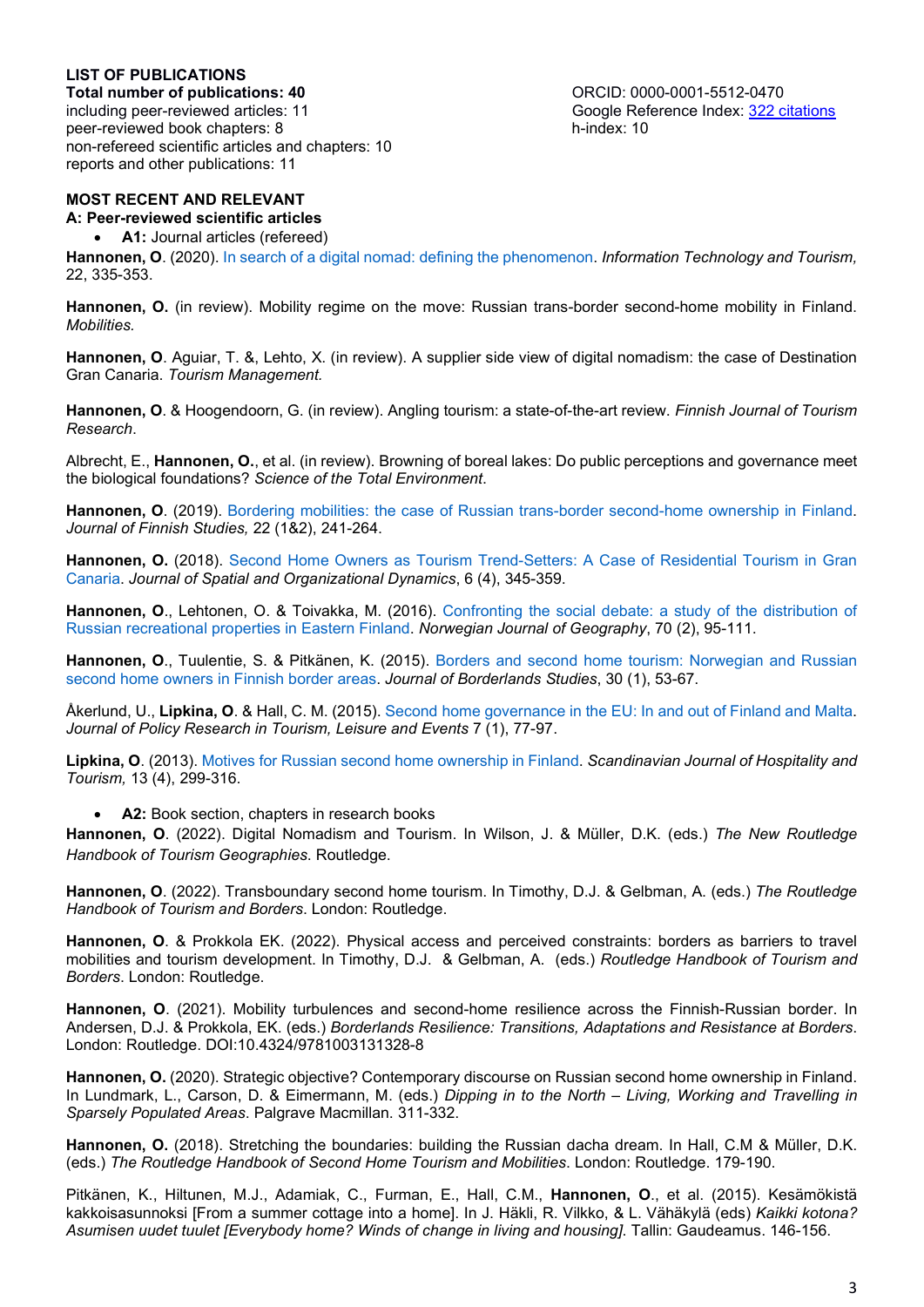**LIST OF PUBLICATIONS**

**Total number of publications: 40**
including peer-reviewed articles: 11
peer-reviewed book chapters: 8
non-refereed scientific articles and chapters: 10
reports and other publications: 11

ORCID: 0000-0001-5512-0470
Google Reference Index: 322 citations
h-index: 10

**MOST RECENT AND RELEVANT**

**A: Peer-reviewed scientific articles**

- **A1:** Journal articles (refereed)

**Hannonen, O**. (2020). In search of a digital nomad: defining the phenomenon. *Information Technology and Tourism,* 22, 335-353.

**Hannonen, O.** (in review). Mobility regime on the move: Russian trans-border second-home mobility in Finland. *Mobilities.*

**Hannonen, O**. Aguiar, T. &, Lehto, X. (in review). A supplier side view of digital nomadism: the case of Destination Gran Canaria. *Tourism Management.*

**Hannonen, O**. & Hoogendoorn, G. (in review). Angling tourism: a state-of-the-art review. *Finnish Journal of Tourism Research*.

Albrecht, E., **Hannonen, O.**, et al. (in review). Browning of boreal lakes: Do public perceptions and governance meet the biological foundations? *Science of the Total Environment*.

**Hannonen, O.** (2019). Bordering mobilities: the case of Russian trans-border second-home ownership in Finland. *Journal of Finnish Studies,* 22 (1&2), 241-264.

**Hannonen, O.** (2018). Second Home Owners as Tourism Trend-Setters: A Case of Residential Tourism in Gran Canaria. *Journal of Spatial and Organizational Dynamics*, 6 (4), 345-359.

**Hannonen, O**., Lehtonen, O. & Toivakka, M. (2016). Confronting the social debate: a study of the distribution of Russian recreational properties in Eastern Finland. *Norwegian Journal of Geography*, 70 (2), 95-111.

**Hannonen, O**., Tuulentie, S. & Pitkänen, K. (2015). Borders and second home tourism: Norwegian and Russian second home owners in Finnish border areas. *Journal of Borderlands Studies*, 30 (1), 53-67.

Åkerlund, U., **Lipkina, O**. & Hall, C. M. (2015). Second home governance in the EU: In and out of Finland and Malta. *Journal of Policy Research in Tourism, Leisure and Events* 7 (1), 77-97.

**Lipkina, O**. (2013). Motives for Russian second home ownership in Finland. *Scandinavian Journal of Hospitality and Tourism,* 13 (4), 299-316.

- **A2:** Book section, chapters in research books

**Hannonen, O**. (2022). Digital Nomadism and Tourism. In Wilson, J. & Müller, D.K. (eds.) *The New Routledge Handbook of Tourism Geographies*. Routledge.

**Hannonen, O**. (2022). Transboundary second home tourism. In Timothy, D.J. & Gelbman, A. (eds.) *The Routledge Handbook of Tourism and Borders*. London: Routledge.

**Hannonen, O**. & Prokkola EK. (2022). Physical access and perceived constraints: borders as barriers to travel mobilities and tourism development. In Timothy, D.J. & Gelbman, A. (eds.) *Routledge Handbook of Tourism and Borders*. London: Routledge.

**Hannonen, O**. (2021). Mobility turbulences and second-home resilience across the Finnish-Russian border. In Andersen, D.J. & Prokkola, EK. (eds.) *Borderlands Resilience: Transitions, Adaptations and Resistance at Borders.* London: Routledge. DOI:10.4324/9781003131328-8

**Hannonen, O.** (2020). Strategic objective? Contemporary discourse on Russian second home ownership in Finland. In Lundmark, L., Carson, D. & Eimermann, M. (eds.) *Dipping in to the North – Living, Working and Travelling in Sparsely Populated Areas*. Palgrave Macmillan. 311-332.

**Hannonen, O.** (2018). Stretching the boundaries: building the Russian dacha dream. In Hall, C.M & Müller, D.K. (eds.) *The Routledge Handbook of Second Home Tourism and Mobilities*. London: Routledge. 179-190.

Pitkänen, K., Hiltunen, M.J., Adamiak, C., Furman, E., Hall, C.M., **Hannonen, O**., et al. (2015). Kesämökistä kakkoisasunnoksi [From a summer cottage into a home]. In J. Häkli, R. Vilkko, & L. Vähäkylä (eds) *Kaikki kotona? Asumisen uudet tuulet [Everybody home? Winds of change in living and housing].* Tallin: Gaudeamus. 146-156.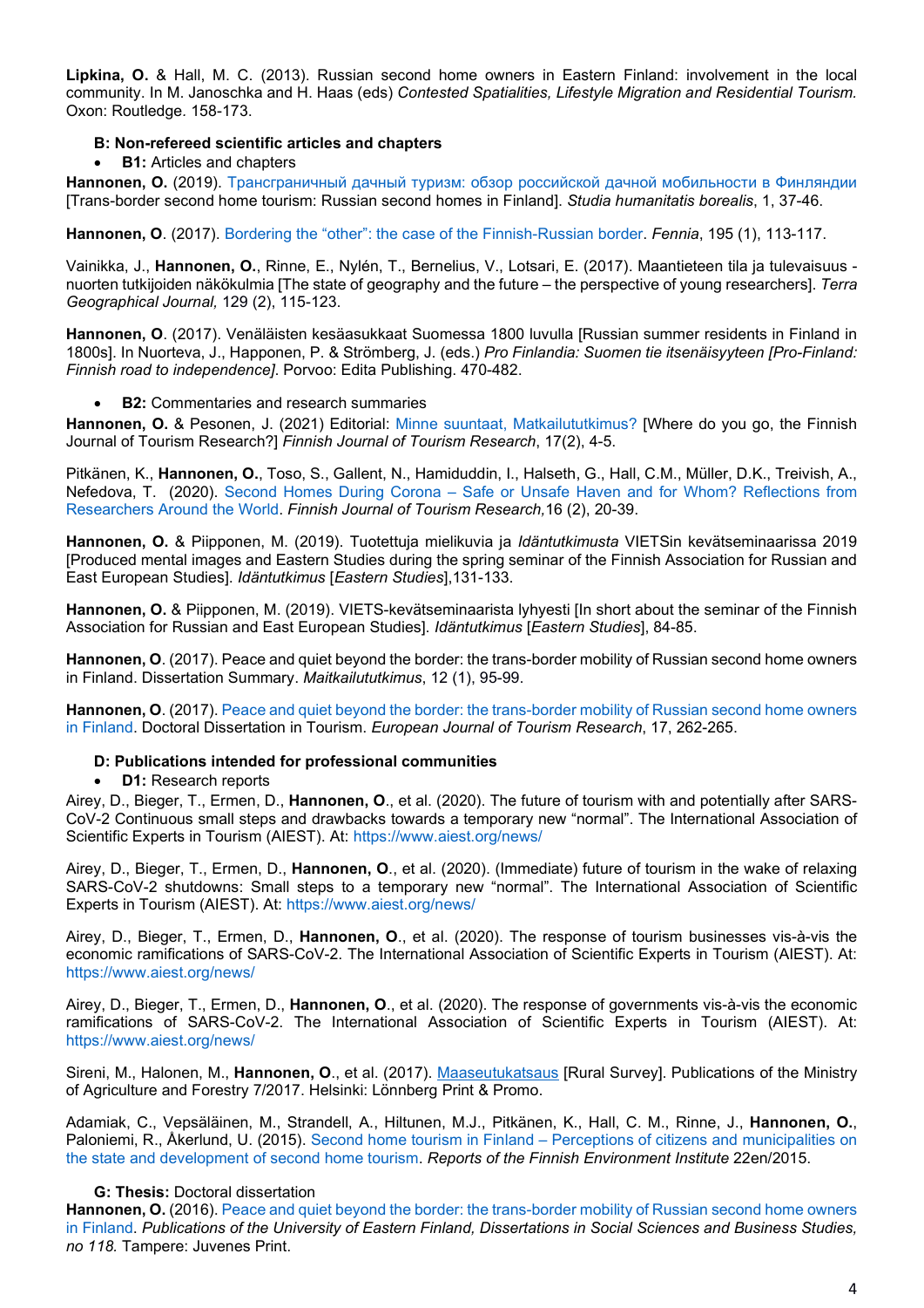**Lipkina, O.** & Hall, M. C. (2013). Russian second home owners in Eastern Finland: involvement in the local community. In M. Janoschka and H. Haas (eds) *Contested Spatialities, Lifestyle Migration and Residential Tourism.* Oxon: Routledge. 158-173.

**B: Non-refereed scientific articles and chapters**

- **B1:** Articles and chapters

**Hannonen, O.** (2019). Трансграничный дачный туризм: обзор российской дачной мобильности в Финляндии [Trans-border second home tourism: Russian second homes in Finland]. *Studia humanitatis borealis*, 1, 37-46.

**Hannonen, O**. (2017). Bordering the "other": the case of the Finnish-Russian border. *Fennia*, 195 (1), 113-117.

Vainikka, J., **Hannonen, O.**, Rinne, E., Nylén, T., Bernelius, V., Lotsari, E. (2017). Maantieteen tila ja tulevaisuus - nuorten tutkijoiden näkökulmia [The state of geography and the future – the perspective of young researchers]. *Terra Geographical Journal,* 129 (2), 115-123.

**Hannonen, O**. (2017). Venäläisten kesäasukkaat Suomessa 1800 luvulla [Russian summer residents in Finland in 1800s]. In Nuorteva, J., Happonen, P. & Strömberg, J. (eds.) *Pro Finlandia: Suomen tie itsenäisyyteen [Pro-Finland: Finnish road to independence]*. Porvoo: Edita Publishing. 470-482.

- **B2:** Commentaries and research summaries

**Hannonen, O.** & Pesonen, J. (2021) Editorial: Minne suuntaat, Matkailututkimus? [Where do you go, the Finnish Journal of Tourism Research?] *Finnish Journal of Tourism Research*, 17(2), 4-5.

Pitkänen, K., **Hannonen, O.**, Toso, S., Gallent, N., Hamiduddin, I., Halseth, G., Hall, C.M., Müller, D.K., Treivish, A., Nefedova, T. (2020). Second Homes During Corona – Safe or Unsafe Haven and for Whom? Reflections from Researchers Around the World. *Finnish Journal of Tourism Research,*16 (2), 20-39.

**Hannonen, O.** & Piipponen, M. (2019). Tuotettuja mielikuvia ja *Idäntutkimusta* VIETSin kevätseminaarissa 2019 [Produced mental images and Eastern Studies during the spring seminar of the Finnish Association for Russian and East European Studies]. *Idäntutkimus* [*Eastern Studies*],131-133.

**Hannonen, O.** & Piipponen, M. (2019). VIETS-kevätseminaarista lyhyesti [In short about the seminar of the Finnish Association for Russian and East European Studies]. *Idäntutkimus* [*Eastern Studies*], 84-85.

**Hannonen, O**. (2017). Peace and quiet beyond the border: the trans-border mobility of Russian second home owners in Finland. Dissertation Summary. *Maitkailututkimus*, 12 (1), 95-99.

**Hannonen, O**. (2017). Peace and quiet beyond the border: the trans-border mobility of Russian second home owners in Finland. Doctoral Dissertation in Tourism. *European Journal of Tourism Research*, 17, 262-265.

**D: Publications intended for professional communities**

- **D1:** Research reports

Airey, D., Bieger, T., Ermen, D., **Hannonen, O**., et al. (2020). The future of tourism with and potentially after SARS-CoV-2 Continuous small steps and drawbacks towards a temporary new "normal". The International Association of Scientific Experts in Tourism (AIEST). At: https://www.aiest.org/news/

Airey, D., Bieger, T., Ermen, D., **Hannonen, O**., et al. (2020). (Immediate) future of tourism in the wake of relaxing SARS-CoV-2 shutdowns: Small steps to a temporary new "normal". The International Association of Scientific Experts in Tourism (AIEST). At: https://www.aiest.org/news/

Airey, D., Bieger, T., Ermen, D., **Hannonen, O**., et al. (2020). The response of tourism businesses vis-à-vis the economic ramifications of SARS-CoV-2. The International Association of Scientific Experts in Tourism (AIEST). At: https://www.aiest.org/news/

Airey, D., Bieger, T., Ermen, D., **Hannonen, O**., et al. (2020). The response of governments vis-à-vis the economic ramifications of SARS-CoV-2. The International Association of Scientific Experts in Tourism (AIEST). At: https://www.aiest.org/news/

Sireni, M., Halonen, M., **Hannonen, O**., et al. (2017). Maaseutukatsaus [Rural Survey]. Publications of the Ministry of Agriculture and Forestry 7/2017. Helsinki: Lönnberg Print & Promo.

Adamiak, C., Vepsäläinen, M., Strandell, A., Hiltunen, M.J., Pitkänen, K., Hall, C. M., Rinne, J., **Hannonen, O.**, Paloniemi, R., Åkerlund, U. (2015). Second home tourism in Finland – Perceptions of citizens and municipalities on the state and development of second home tourism. *Reports of the Finnish Environment Institute* 22en/2015.

**G: Thesis:** Doctoral dissertation

**Hannonen, O.** (2016). Peace and quiet beyond the border: the trans-border mobility of Russian second home owners in Finland. *Publications of the University of Eastern Finland, Dissertations in Social Sciences and Business Studies, no 118.* Tampere: Juvenes Print.